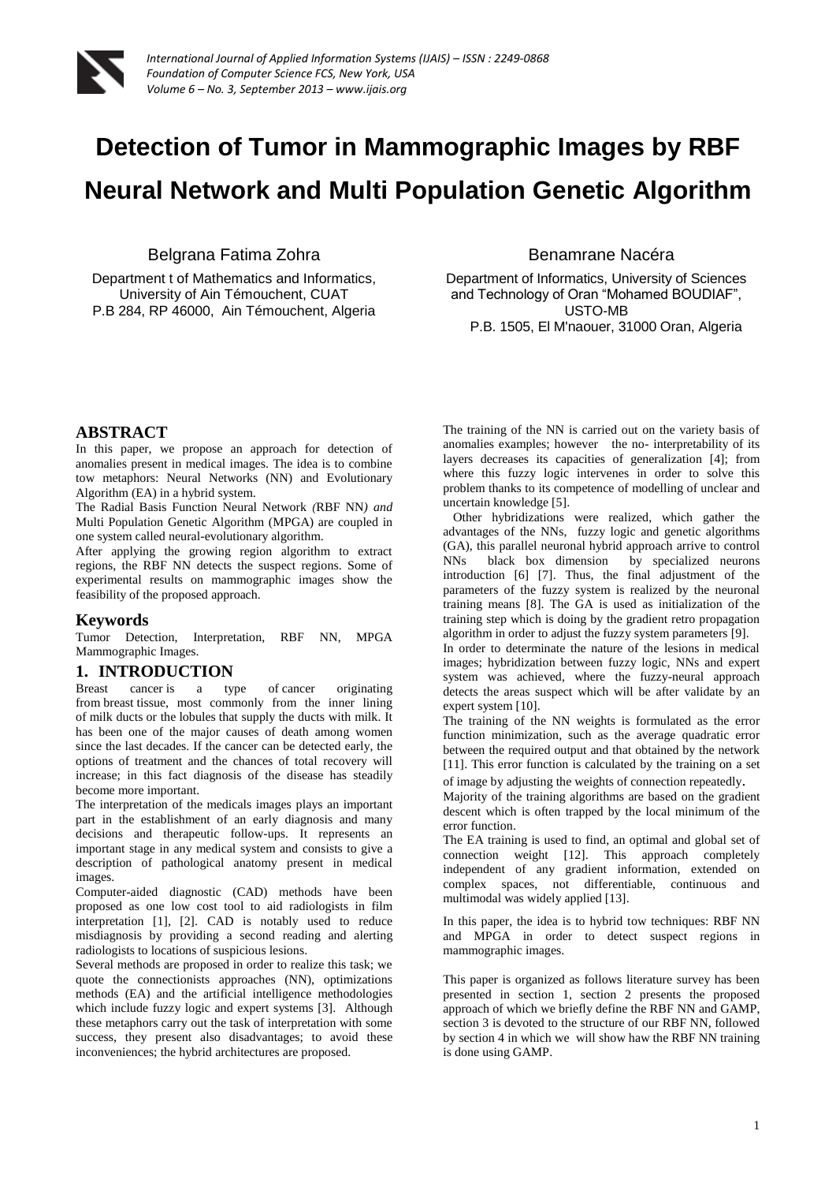// Phase: Transcribe page 1 of a two-column academic paper. Running header (journal name, ISSN, volume) and page number omitted.
# Detection of Tumor in Mammographic Images by RBF Neural Network and Multi Population Genetic Algorithm

Belgrana Fatima Zohra
Department t of Mathematics and Informatics, University of Ain Témouchent, CUAT
P.B 284, RP 46000, Ain Témouchent, Algeria

Benamrane Nacéra
Department of Informatics, University of Sciences and Technology of Oran "Mohamed BOUDIAF", USTO-MB
P.B. 1505, El M'naouer, 31000 Oran, Algeria

## ABSTRACT

In this paper, we propose an approach for detection of anomalies present in medical images. The idea is to combine tow metaphors: Neural Networks (NN) and Evolutionary Algorithm (EA) in a hybrid system.

The Radial Basis Function Neural Network *(*RBF NN*) and* Multi Population Genetic Algorithm (MPGA) are coupled in one system called neural-evolutionary algorithm.

After applying the growing region algorithm to extract regions, the RBF NN detects the suspect regions. Some of experimental results on mammographic images show the feasibility of the proposed approach.

### Keywords

Tumor Detection, Interpretation, RBF NN, MPGA Mammographic Images.

## 1. INTRODUCTION

Breast cancer is a type of cancer originating from breast tissue, most commonly from the inner lining of milk ducts or the lobules that supply the ducts with milk. It has been one of the major causes of death among women since the last decades. If the cancer can be detected early, the options of treatment and the chances of total recovery will increase; in this fact diagnosis of the disease has steadily become more important.

The interpretation of the medicals images plays an important part in the establishment of an early diagnosis and many decisions and therapeutic follow-ups. It represents an important stage in any medical system and consists to give a description of pathological anatomy present in medical images.

Computer-aided diagnostic (CAD) methods have been proposed as one low cost tool to aid radiologists in film interpretation [1], [2]. CAD is notably used to reduce misdiagnosis by providing a second reading and alerting radiologists to locations of suspicious lesions.

Several methods are proposed in order to realize this task; we quote the connectionists approaches (NN), optimizations methods (EA) and the artificial intelligence methodologies which include fuzzy logic and expert systems [3]. Although these metaphors carry out the task of interpretation with some success, they present also disadvantages; to avoid these inconveniences; the hybrid architectures are proposed.

The training of the NN is carried out on the variety basis of anomalies examples; however the no- interpretability of its layers decreases its capacities of generalization [4]; from where this fuzzy logic intervenes in order to solve this problem thanks to its competence of modelling of unclear and uncertain knowledge [5].

Other hybridizations were realized, which gather the advantages of the NNs, fuzzy logic and genetic algorithms (GA), this parallel neuronal hybrid approach arrive to control NNs black box dimension by specialized neurons introduction [6] [7]. Thus, the final adjustment of the parameters of the fuzzy system is realized by the neuronal training means [8]. The GA is used as initialization of the training step which is doing by the gradient retro propagation algorithm in order to adjust the fuzzy system parameters [9].

In order to determinate the nature of the lesions in medical images; hybridization between fuzzy logic, NNs and expert system was achieved, where the fuzzy-neural approach detects the areas suspect which will be after validate by an expert system [10].

The training of the NN weights is formulated as the error function minimization, such as the average quadratic error between the required output and that obtained by the network [11]. This error function is calculated by the training on a set of image by adjusting the weights of connection repeatedly.

Majority of the training algorithms are based on the gradient descent which is often trapped by the local minimum of the error function.

The EA training is used to find, an optimal and global set of connection weight [12]. This approach completely independent of any gradient information, extended on complex spaces, not differentiable, continuous and multimodal was widely applied [13].

In this paper, the idea is to hybrid tow techniques: RBF NN and MPGA in order to detect suspect regions in mammographic images.

This paper is organized as follows literature survey has been presented in section 1, section 2 presents the proposed approach of which we briefly define the RBF NN and GAMP, section 3 is devoted to the structure of our RBF NN, followed by section 4 in which we will show haw the RBF NN training is done using GAMP.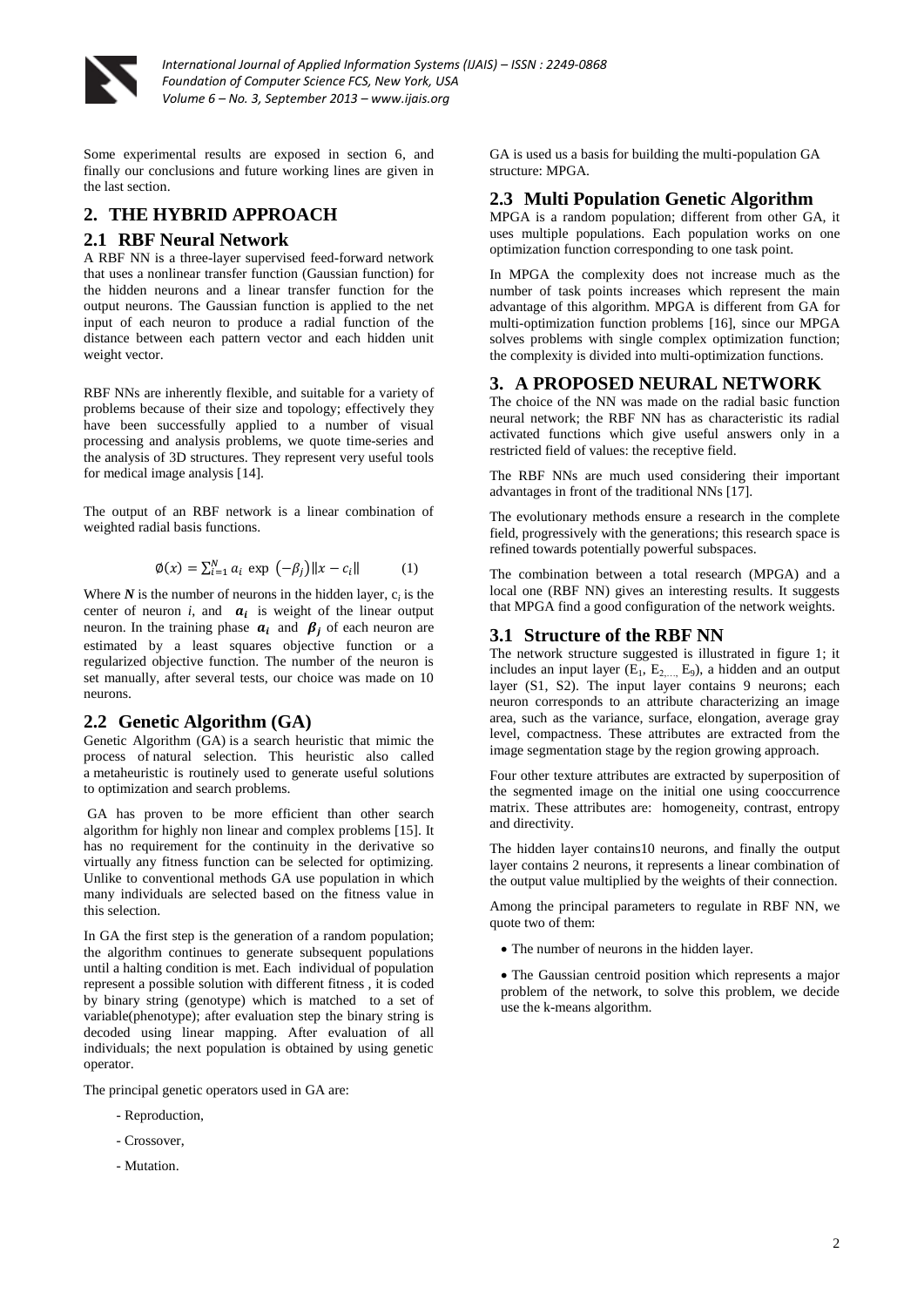Some experimental results are exposed in section 6, and finally our conclusions and future working lines are given in the last section.

## 2. THE HYBRID APPROACH

### 2.1 RBF Neural Network

A RBF NN is a three-layer supervised feed-forward network that uses a nonlinear transfer function (Gaussian function) for the hidden neurons and a linear transfer function for the output neurons. The Gaussian function is applied to the net input of each neuron to produce a radial function of the distance between each pattern vector and each hidden unit weight vector.

RBF NNs are inherently flexible, and suitable for a variety of problems because of their size and topology; effectively they have been successfully applied to a number of visual processing and analysis problems, we quote time-series and the analysis of 3D structures. They represent very useful tools for medical image analysis [14].

The output of an RBF network is a linear combination of weighted radial basis functions.

$$\emptyset(x) = \sum_{i=1}^{N} a_i \ \exp\ (-\beta_j)\|x - c_i\| \qquad (1)$$

Where $N$ is the number of neurons in the hidden layer, $c_i$ is the center of neuron $i$, and $a_i$ is weight of the linear output neuron. In the training phase $a_i$ and $\beta_j$ of each neuron are estimated by a least squares objective function or a regularized objective function. The number of the neuron is set manually, after several tests, our choice was made on 10 neurons.

### 2.2 Genetic Algorithm (GA)

Genetic Algorithm (GA) is a search heuristic that mimic the process of natural selection. This heuristic also called a metaheuristic is routinely used to generate useful solutions to optimization and search problems.

GA has proven to be more efficient than other search algorithm for highly non linear and complex problems [15]. It has no requirement for the continuity in the derivative so virtually any fitness function can be selected for optimizing. Unlike to conventional methods GA use population in which many individuals are selected based on the fitness value in this selection.

In GA the first step is the generation of a random population; the algorithm continues to generate subsequent populations until a halting condition is met. Each individual of population represent a possible solution with different fitness , it is coded by binary string (genotype) which is matched to a set of variable(phenotype); after evaluation step the binary string is decoded using linear mapping. After evaluation of all individuals; the next population is obtained by using genetic operator.

The principal genetic operators used in GA are:

- Reproduction,
- Crossover,
- Mutation.

GA is used us a basis for building the multi-population GA structure: MPGA.

### 2.3 Multi Population Genetic Algorithm

MPGA is a random population; different from other GA, it uses multiple populations. Each population works on one optimization function corresponding to one task point.

In MPGA the complexity does not increase much as the number of task points increases which represent the main advantage of this algorithm. MPGA is different from GA for multi-optimization function problems [16], since our MPGA solves problems with single complex optimization function; the complexity is divided into multi-optimization functions.

## 3. A PROPOSED NEURAL NETWORK

The choice of the NN was made on the radial basic function neural network; the RBF NN has as characteristic its radial activated functions which give useful answers only in a restricted field of values: the receptive field.

The RBF NNs are much used considering their important advantages in front of the traditional NNs [17].

The evolutionary methods ensure a research in the complete field, progressively with the generations; this research space is refined towards potentially powerful subspaces.

The combination between a total research (MPGA) and a local one (RBF NN) gives an interesting results. It suggests that MPGA find a good configuration of the network weights.

### 3.1 Structure of the RBF NN

The network structure suggested is illustrated in figure 1; it includes an input layer ($E_1$, $E_{2,\ldots,}$ $E_9$), a hidden and an output layer (S1, S2). The input layer contains 9 neurons; each neuron corresponds to an attribute characterizing an image area, such as the variance, surface, elongation, average gray level, compactness. These attributes are extracted from the image segmentation stage by the region growing approach.

Four other texture attributes are extracted by superposition of the segmented image on the initial one using cooccurrence matrix. These attributes are: homogeneity, contrast, entropy and directivity.

The hidden layer contains10 neurons, and finally the output layer contains 2 neurons, it represents a linear combination of the output value multiplied by the weights of their connection.

Among the principal parameters to regulate in RBF NN, we quote two of them:

- The number of neurons in the hidden layer.
- The Gaussian centroid position which represents a major problem of the network, to solve this problem, we decide use the k-means algorithm.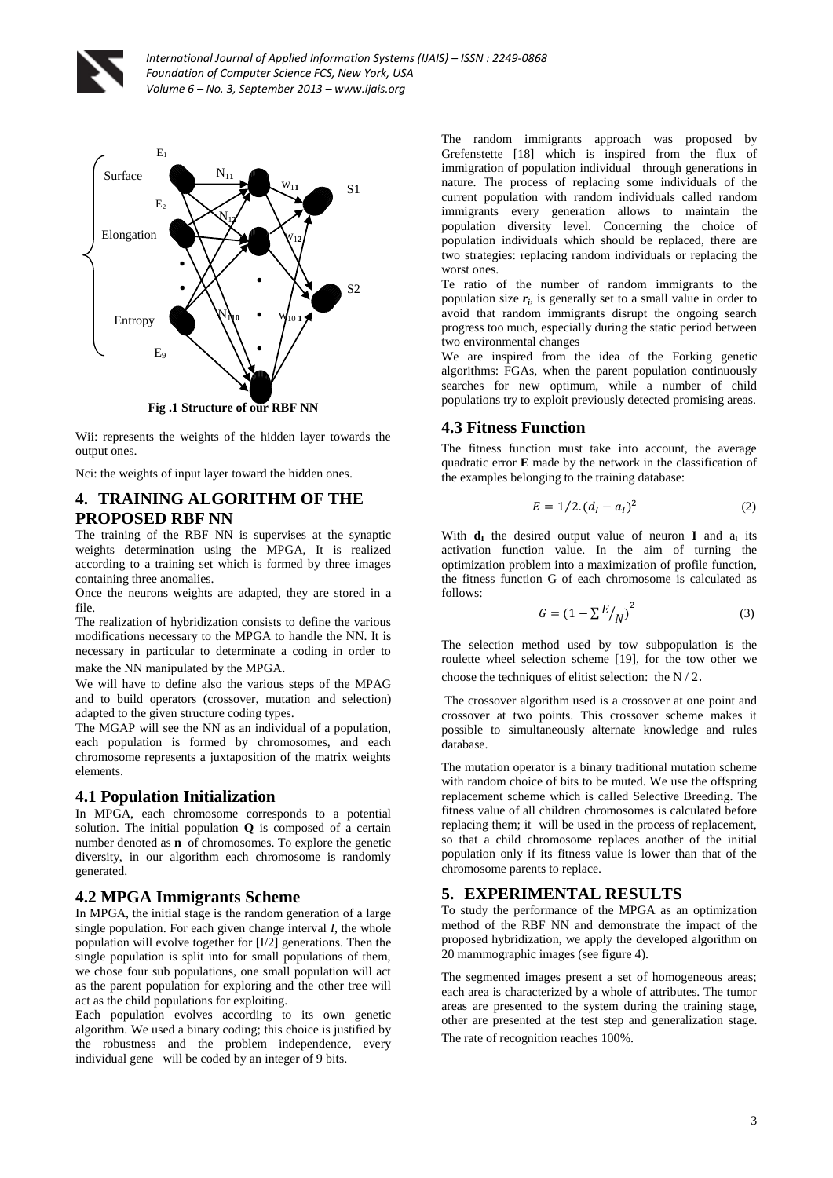Fig .1 Structure of our RBF NN

Wii: represents the weights of the hidden layer towards the output ones.

Nci: the weights of input layer toward the hidden ones.

## 4. TRAINING ALGORITHM OF THE PROPOSED RBF NN

The training of the RBF NN is supervises at the synaptic weights determination using the MPGA, It is realized according to a training set which is formed by three images containing three anomalies.

Once the neurons weights are adapted, they are stored in a file.

The realization of hybridization consists to define the various modifications necessary to the MPGA to handle the NN. It is necessary in particular to determinate a coding in order to make the NN manipulated by the MPGA.

We will have to define also the various steps of the MPAG and to build operators (crossover, mutation and selection) adapted to the given structure coding types.

The MGAP will see the NN as an individual of a population, each population is formed by chromosomes, and each chromosome represents a juxtaposition of the matrix weights elements.

### 4.1 Population Initialization

In MPGA, each chromosome corresponds to a potential solution. The initial population **Q** is composed of a certain number denoted as **n** of chromosomes. To explore the genetic diversity, in our algorithm each chromosome is randomly generated.

### 4.2 MPGA Immigrants Scheme

In MPGA, the initial stage is the random generation of a large single population. For each given change interval *I*, the whole population will evolve together for [I/2] generations. Then the single population is split into for small populations of them, we chose four sub populations, one small population will act as the parent population for exploring and the other tree will act as the child populations for exploiting.

Each population evolves according to its own genetic algorithm. We used a binary coding; this choice is justified by the robustness and the problem independence, every individual gene will be coded by an integer of 9 bits.

The random immigrants approach was proposed by Grefenstette [18] which is inspired from the flux of immigration of population individual through generations in nature. The process of replacing some individuals of the current population with random individuals called random immigrants every generation allows to maintain the population diversity level. Concerning the choice of population individuals which should be replaced, there are two strategies: replacing random individuals or replacing the worst ones.

Te ratio of the number of random immigrants to the population size $r_i$, is generally set to a small value in order to avoid that random immigrants disrupt the ongoing search progress too much, especially during the static period between two environmental changes

We are inspired from the idea of the Forking genetic algorithms: FGAs, when the parent population continuously searches for new optimum, while a number of child populations try to exploit previously detected promising areas.

### 4.3 Fitness Function

The fitness function must take into account, the average quadratic error **E** made by the network in the classification of the examples belonging to the training database:

$$E = 1/2.(d_I - a_I)^2 \qquad (2)$$

With $\mathbf{d_I}$ the desired output value of neuron **I** and $a_I$ its activation function value. In the aim of turning the optimization problem into a maximization of profile function, the fitness function G of each chromosome is calculated as follows:

$$G = (1 - \sum E/_N)^2 \qquad (3)$$

The selection method used by tow subpopulation is the roulette wheel selection scheme [19], for the tow other we choose the techniques of elitist selection: the N / 2.

The crossover algorithm used is a crossover at one point and crossover at two points. This crossover scheme makes it possible to simultaneously alternate knowledge and rules database.

The mutation operator is a binary traditional mutation scheme with random choice of bits to be muted. We use the offspring replacement scheme which is called Selective Breeding. The fitness value of all children chromosomes is calculated before replacing them; it will be used in the process of replacement, so that a child chromosome replaces another of the initial population only if its fitness value is lower than that of the chromosome parents to replace.

## 5. EXPERIMENTAL RESULTS

To study the performance of the MPGA as an optimization method of the RBF NN and demonstrate the impact of the proposed hybridization, we apply the developed algorithm on 20 mammographic images (see figure 4).

The segmented images present a set of homogeneous areas; each area is characterized by a whole of attributes. The tumor areas are presented to the system during the training stage, other are presented at the test step and generalization stage. The rate of recognition reaches 100%.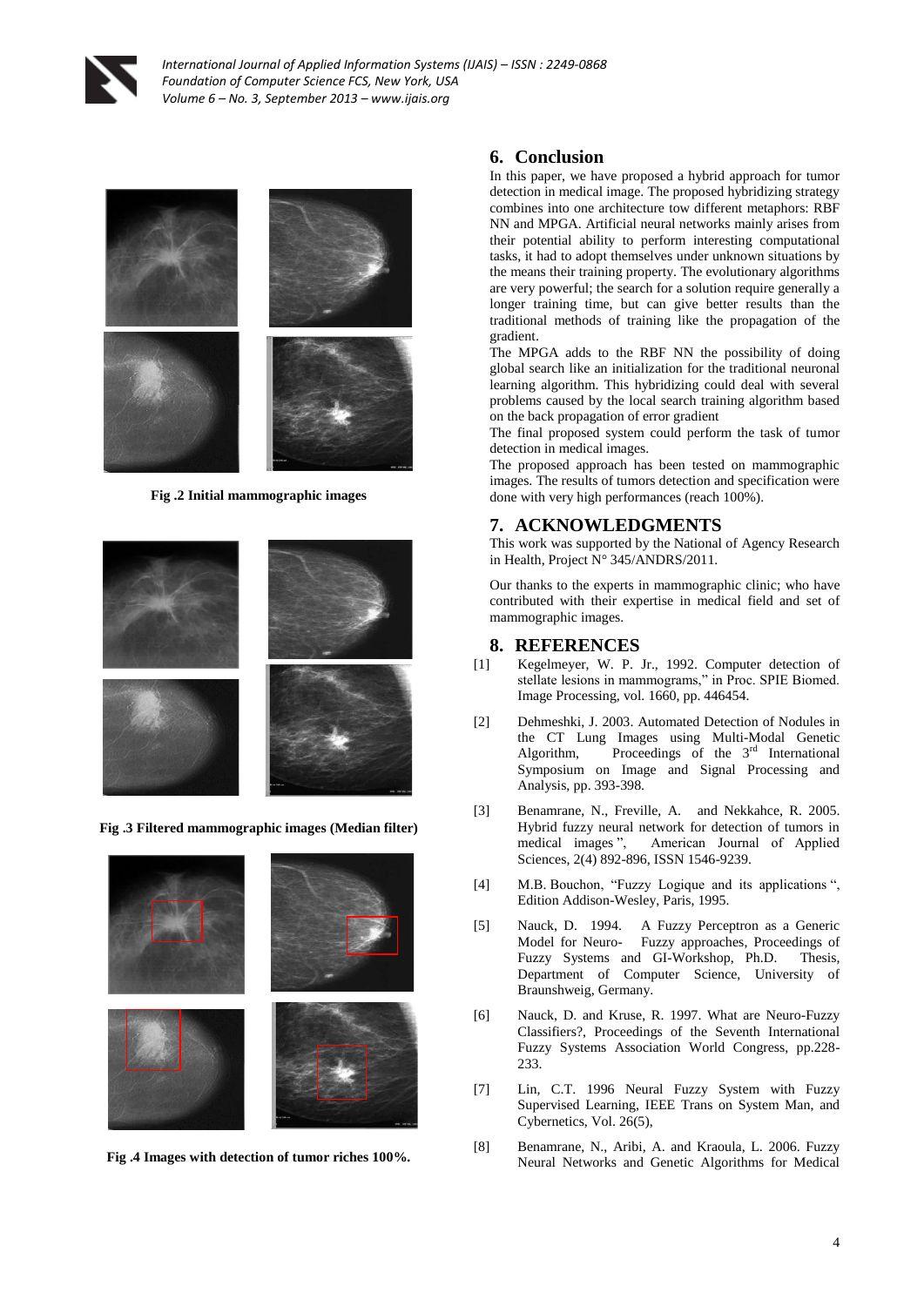**Fig .2 Initial mammographic images**

**Fig .3 Filtered mammographic images (Median filter)**

**Fig .4 Images with detection of tumor riches 100%.**

## 6. Conclusion

In this paper, we have proposed a hybrid approach for tumor detection in medical image. The proposed hybridizing strategy combines into one architecture tow different metaphors: RBF NN and MPGA. Artificial neural networks mainly arises from their potential ability to perform interesting computational tasks, it had to adopt themselves under unknown situations by the means their training property. The evolutionary algorithms are very powerful; the search for a solution require generally a longer training time, but can give better results than the traditional methods of training like the propagation of the gradient.

The MPGA adds to the RBF NN the possibility of doing global search like an initialization for the traditional neuronal learning algorithm. This hybridizing could deal with several problems caused by the local search training algorithm based on the back propagation of error gradient

The final proposed system could perform the task of tumor detection in medical images.

The proposed approach has been tested on mammographic images. The results of tumors detection and specification were done with very high performances (reach 100%).

## 7. ACKNOWLEDGMENTS

This work was supported by the National of Agency Research in Health, Project N° 345/ANDRS/2011.

Our thanks to the experts in mammographic clinic; who have contributed with their expertise in medical field and set of mammographic images.

## 8. REFERENCES

[1] Kegelmeyer, W. P. Jr., 1992. Computer detection of stellate lesions in mammograms," in Proc. SPIE Biomed. Image Processing, vol. 1660, pp. 446454.

[2] Dehmeshki, J. 2003. Automated Detection of Nodules in the CT Lung Images using Multi-Modal Genetic Algorithm, Proceedings of the 3rd International Symposium on Image and Signal Processing and Analysis, pp. 393-398.

[3] Benamrane, N., Freville, A. and Nekkahce, R. 2005. Hybrid fuzzy neural network for detection of tumors in medical images ", American Journal of Applied Sciences, 2(4) 892-896, ISSN 1546-9239.

[4] M.B. Bouchon, "Fuzzy Logique and its applications ", Edition Addison-Wesley, Paris, 1995.

[5] Nauck, D. 1994. A Fuzzy Perceptron as a Generic Model for Neuro- Fuzzy approaches, Proceedings of Fuzzy Systems and GI-Workshop, Ph.D. Thesis, Department of Computer Science, University of Braunshweig, Germany.

[6] Nauck, D. and Kruse, R. 1997. What are Neuro-Fuzzy Classifiers?, Proceedings of the Seventh International Fuzzy Systems Association World Congress, pp.228-233.

[7] Lin, C.T. 1996 Neural Fuzzy System with Fuzzy Supervised Learning, IEEE Trans on System Man, and Cybernetics, Vol. 26(5),

[8] Benamrane, N., Aribi, A. and Kraoula, L. 2006. Fuzzy Neural Networks and Genetic Algorithms for Medical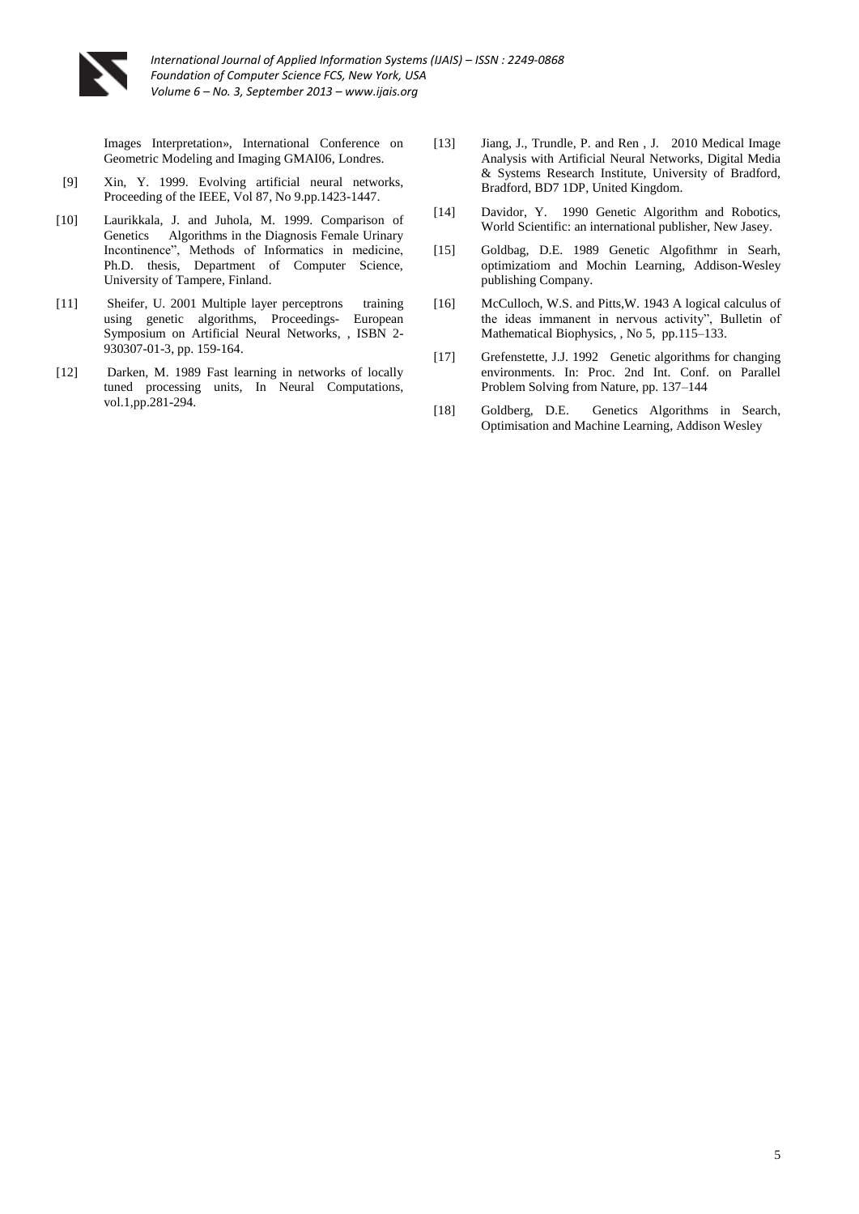Images Interpretation», International Conference on Geometric Modeling and Imaging GMAI06, Londres.

[9] Xin, Y. 1999. Evolving artificial neural networks, Proceeding of the IEEE, Vol 87, No 9.pp.1423-1447.

[10] Laurikkala, J. and Juhola, M. 1999. Comparison of Genetics Algorithms in the Diagnosis Female Urinary Incontinence", Methods of Informatics in medicine, Ph.D. thesis, Department of Computer Science, University of Tampere, Finland.

[11] Sheifer, U. 2001 Multiple layer perceptrons training using genetic algorithms, Proceedings- European Symposium on Artificial Neural Networks, , ISBN 2-930307-01-3, pp. 159-164.

[12] Darken, M. 1989 Fast learning in networks of locally tuned processing units, In Neural Computations, vol.1,pp.281-294.

[13] Jiang, J., Trundle, P. and Ren , J. 2010 Medical Image Analysis with Artificial Neural Networks, Digital Media & Systems Research Institute, University of Bradford, Bradford, BD7 1DP, United Kingdom.

[14] Davidor, Y. 1990 Genetic Algorithm and Robotics, World Scientific: an international publisher, New Jasey.

[15] Goldbag, D.E. 1989 Genetic Algofithmr in Searh, optimizatiom and Mochin Learning, Addison-Wesley publishing Company.

[16] McCulloch, W.S. and Pitts,W. 1943 A logical calculus of the ideas immanent in nervous activity", Bulletin of Mathematical Biophysics, , No 5, pp.115–133.

[17] Grefenstette, J.J. 1992 Genetic algorithms for changing environments. In: Proc. 2nd Int. Conf. on Parallel Problem Solving from Nature, pp. 137–144

[18] Goldberg, D.E. Genetics Algorithms in Search, Optimisation and Machine Learning, Addison Wesley